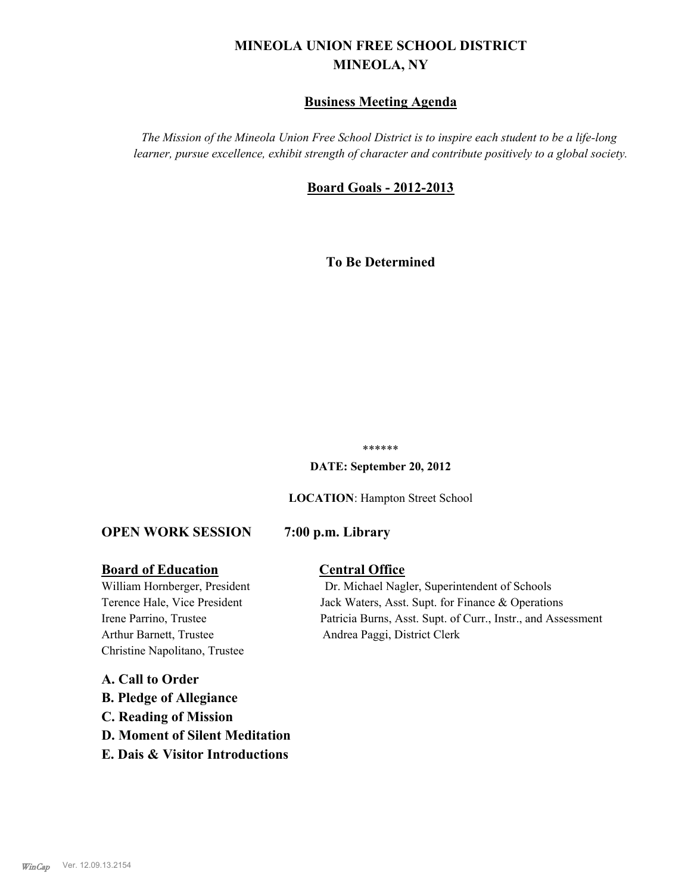# MINEOLA UNION FREE SCHOOL DISTRICT
# MINEOLA, NY

## Business Meeting Agenda

*The Mission of the Mineola Union Free School District is to inspire each student to be a life-long learner, pursue excellence, exhibit strength of character and contribute positively to a global society.*

## Board Goals - 2012-2013

**To Be Determined**

\*\*\*\*\*\*

**DATE: September 20, 2012**

**LOCATION**: Hampton Street School

**OPEN WORK SESSION 7:00 p.m. Library**

| **Board of Education** | **Central Office** |
|---|---|
| William Hornberger, President | Dr. Michael Nagler, Superintendent of Schools |
| Terence Hale, Vice President | Jack Waters, Asst. Supt. for Finance & Operations |
| Irene Parrino, Trustee | Patricia Burns, Asst. Supt. of Curr., Instr., and Assessment |
| Arthur Barnett, Trustee | Andrea Paggi, District Clerk |
| Christine Napolitano, Trustee | |

**A. Call to Order**

**B. Pledge of Allegiance**

**C. Reading of Mission**

**D. Moment of Silent Meditation**

**E. Dais & Visitor Introductions**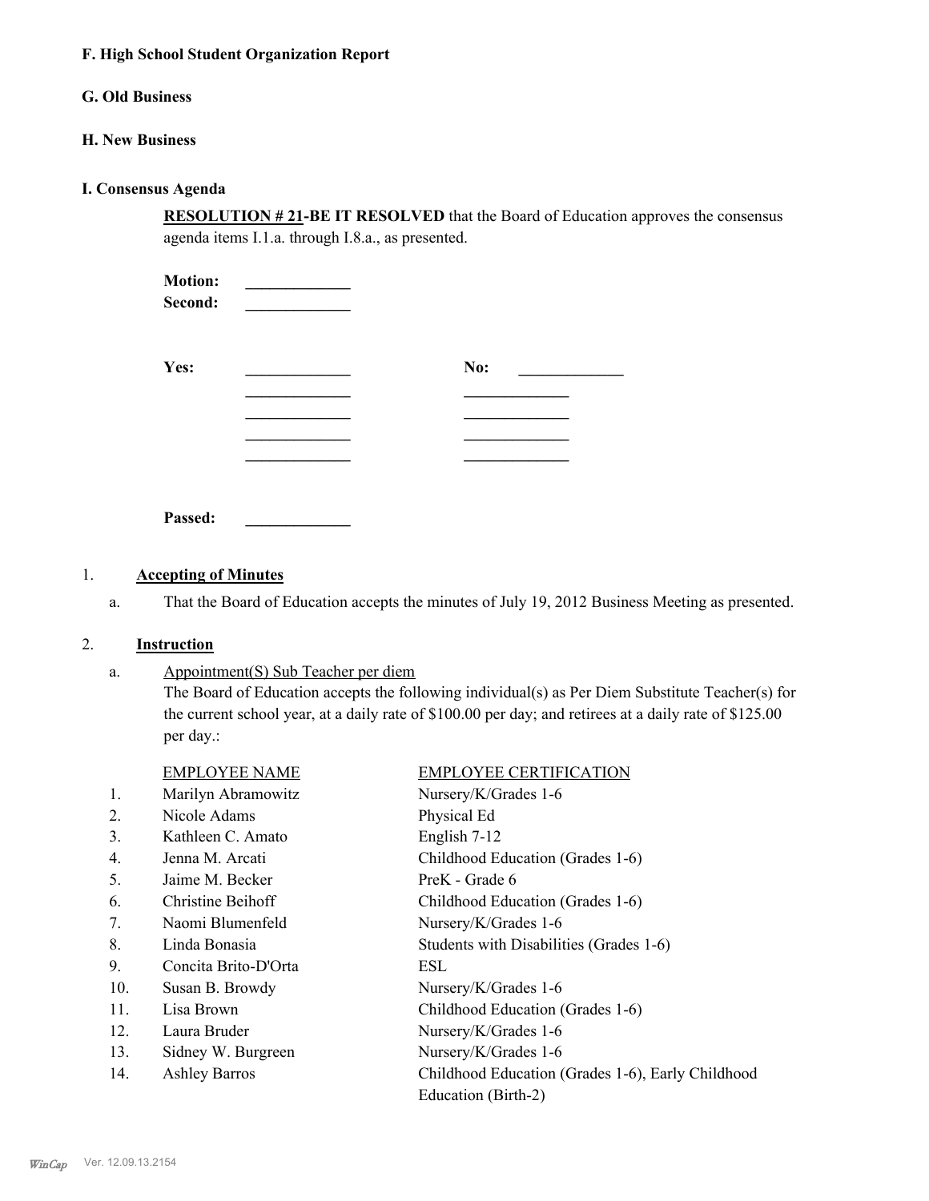**F. High School Student Organization Report**

**G. Old Business**

**H. New Business**

**I. Consensus Agenda**

**RESOLUTION # 21-BE IT RESOLVED** that the Board of Education approves the consensus agenda items I.1.a. through I.8.a., as presented.

**Motion:** _____________
**Second:** _____________

| **Yes:** | _____________ | **No:** | _____________ |
|---|---|---|---|
| | _____________ | | _____________ |
| | _____________ | | _____________ |
| | _____________ | | _____________ |
| | _____________ | | _____________ |

**Passed:** _____________

1. **Accepting of Minutes**

   a. That the Board of Education accepts the minutes of July 19, 2012 Business Meeting as presented.

2. **Instruction**

   a. Appointment(S) Sub Teacher per diem
   The Board of Education accepts the following individual(s) as Per Diem Substitute Teacher(s) for the current school year, at a daily rate of $100.00 per day; and retirees at a daily rate of $125.00 per day.:

| | EMPLOYEE NAME | EMPLOYEE CERTIFICATION |
|---|---|---|
| 1. | Marilyn Abramowitz | Nursery/K/Grades 1-6 |
| 2. | Nicole Adams | Physical Ed |
| 3. | Kathleen C. Amato | English 7-12 |
| 4. | Jenna M. Arcati | Childhood Education (Grades 1-6) |
| 5. | Jaime M. Becker | PreK - Grade 6 |
| 6. | Christine Beihoff | Childhood Education (Grades 1-6) |
| 7. | Naomi Blumenfeld | Nursery/K/Grades 1-6 |
| 8. | Linda Bonasia | Students with Disabilities (Grades 1-6) |
| 9. | Concita Brito-D'Orta | ESL |
| 10. | Susan B. Browdy | Nursery/K/Grades 1-6 |
| 11. | Lisa Brown | Childhood Education (Grades 1-6) |
| 12. | Laura Bruder | Nursery/K/Grades 1-6 |
| 13. | Sidney W. Burgreen | Nursery/K/Grades 1-6 |
| 14. | Ashley Barros | Childhood Education (Grades 1-6), Early Childhood Education (Birth-2) |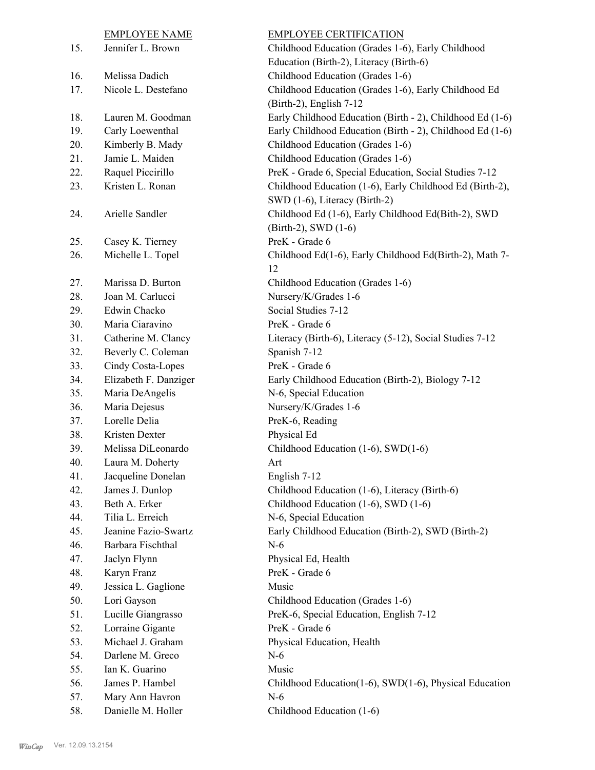| | EMPLOYEE NAME | EMPLOYEE CERTIFICATION |
|---|---|---|
| 15. | Jennifer L. Brown | Childhood Education (Grades 1-6), Early Childhood Education (Birth-2), Literacy (Birth-6) |
| 16. | Melissa Dadich | Childhood Education (Grades 1-6) |
| 17. | Nicole L. Destefano | Childhood Education (Grades 1-6), Early Childhood Ed (Birth-2), English 7-12 |
| 18. | Lauren M. Goodman | Early Childhood Education (Birth - 2), Childhood Ed (1-6) |
| 19. | Carly Loewenthal | Early Childhood Education (Birth - 2), Childhood Ed (1-6) |
| 20. | Kimberly B. Mady | Childhood Education (Grades 1-6) |
| 21. | Jamie L. Maiden | Childhood Education (Grades 1-6) |
| 22. | Raquel Piccirillo | PreK - Grade 6, Special Education, Social Studies 7-12 |
| 23. | Kristen L. Ronan | Childhood Education (1-6), Early Childhood Ed (Birth-2), SWD (1-6), Literacy (Birth-2) |
| 24. | Arielle Sandler | Childhood Ed (1-6), Early Childhood Ed(Bith-2), SWD (Birth-2), SWD (1-6) |
| 25. | Casey K. Tierney | PreK - Grade 6 |
| 26. | Michelle L. Topel | Childhood Ed(1-6), Early Childhood Ed(Birth-2), Math 7-12 |
| 27. | Marissa D. Burton | Childhood Education (Grades 1-6) |
| 28. | Joan M. Carlucci | Nursery/K/Grades 1-6 |
| 29. | Edwin Chacko | Social Studies 7-12 |
| 30. | Maria Ciaravino | PreK - Grade 6 |
| 31. | Catherine M. Clancy | Literacy (Birth-6), Literacy (5-12), Social Studies 7-12 |
| 32. | Beverly C. Coleman | Spanish 7-12 |
| 33. | Cindy Costa-Lopes | PreK - Grade 6 |
| 34. | Elizabeth F. Danziger | Early Childhood Education (Birth-2), Biology 7-12 |
| 35. | Maria DeAngelis | N-6, Special Education |
| 36. | Maria Dejesus | Nursery/K/Grades 1-6 |
| 37. | Lorelle Delia | PreK-6, Reading |
| 38. | Kristen Dexter | Physical Ed |
| 39. | Melissa DiLeonardo | Childhood Education (1-6), SWD(1-6) |
| 40. | Laura M. Doherty | Art |
| 41. | Jacqueline Donelan | English 7-12 |
| 42. | James J. Dunlop | Childhood Education (1-6), Literacy (Birth-6) |
| 43. | Beth A. Erker | Childhood Education (1-6), SWD (1-6) |
| 44. | Tilia L. Erreich | N-6, Special Education |
| 45. | Jeanine Fazio-Swartz | Early Childhood Education (Birth-2), SWD (Birth-2) |
| 46. | Barbara Fischthal | N-6 |
| 47. | Jaclyn Flynn | Physical Ed, Health |
| 48. | Karyn Franz | PreK - Grade 6 |
| 49. | Jessica L. Gaglione | Music |
| 50. | Lori Gayson | Childhood Education (Grades 1-6) |
| 51. | Lucille Giangrasso | PreK-6, Special Education, English 7-12 |
| 52. | Lorraine Gigante | PreK - Grade 6 |
| 53. | Michael J. Graham | Physical Education, Health |
| 54. | Darlene M. Greco | N-6 |
| 55. | Ian K. Guarino | Music |
| 56. | James P. Hambel | Childhood Education(1-6), SWD(1-6), Physical Education |
| 57. | Mary Ann Havron | N-6 |
| 58. | Danielle M. Holler | Childhood Education (1-6) |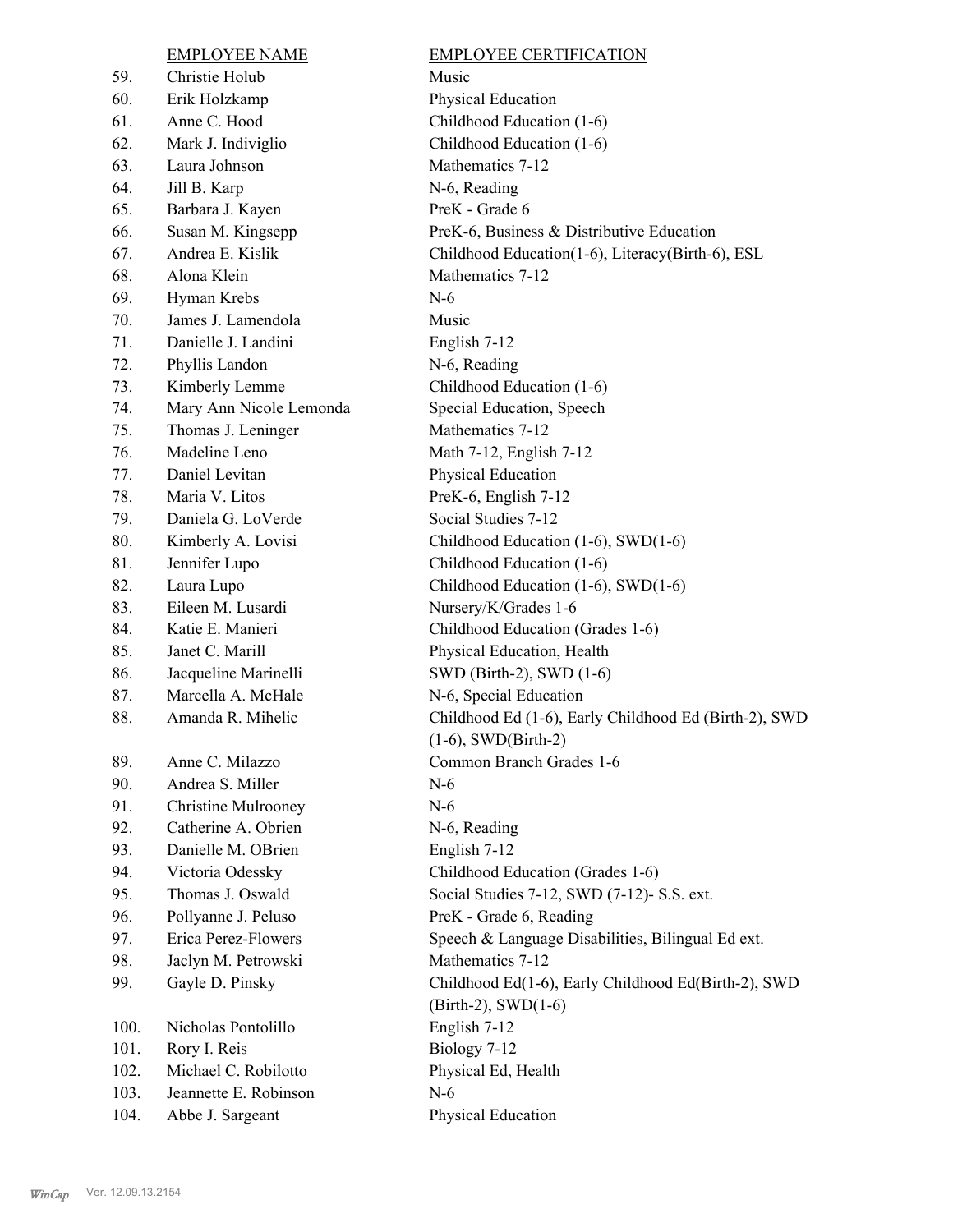| | EMPLOYEE NAME | EMPLOYEE CERTIFICATION |
|---|---|---|
| 59. | Christie Holub | Music |
| 60. | Erik Holzkamp | Physical Education |
| 61. | Anne C. Hood | Childhood Education (1-6) |
| 62. | Mark J. Indiviglio | Childhood Education (1-6) |
| 63. | Laura Johnson | Mathematics 7-12 |
| 64. | Jill B. Karp | N-6, Reading |
| 65. | Barbara J. Kayen | PreK - Grade 6 |
| 66. | Susan M. Kingsepp | PreK-6, Business & Distributive Education |
| 67. | Andrea E. Kislik | Childhood Education(1-6), Literacy(Birth-6), ESL |
| 68. | Alona Klein | Mathematics 7-12 |
| 69. | Hyman Krebs | N-6 |
| 70. | James J. Lamendola | Music |
| 71. | Danielle J. Landini | English 7-12 |
| 72. | Phyllis Landon | N-6, Reading |
| 73. | Kimberly Lemme | Childhood Education (1-6) |
| 74. | Mary Ann Nicole Lemonda | Special Education, Speech |
| 75. | Thomas J. Leninger | Mathematics 7-12 |
| 76. | Madeline Leno | Math 7-12, English 7-12 |
| 77. | Daniel Levitan | Physical Education |
| 78. | Maria V. Litos | PreK-6, English 7-12 |
| 79. | Daniela G. LoVerde | Social Studies 7-12 |
| 80. | Kimberly A. Lovisi | Childhood Education (1-6), SWD(1-6) |
| 81. | Jennifer Lupo | Childhood Education (1-6) |
| 82. | Laura Lupo | Childhood Education (1-6), SWD(1-6) |
| 83. | Eileen M. Lusardi | Nursery/K/Grades 1-6 |
| 84. | Katie E. Manieri | Childhood Education (Grades 1-6) |
| 85. | Janet C. Marill | Physical Education, Health |
| 86. | Jacqueline Marinelli | SWD (Birth-2), SWD (1-6) |
| 87. | Marcella A. McHale | N-6, Special Education |
| 88. | Amanda R. Mihelic | Childhood Ed (1-6), Early Childhood Ed (Birth-2), SWD (1-6), SWD(Birth-2) |
| 89. | Anne C. Milazzo | Common Branch Grades 1-6 |
| 90. | Andrea S. Miller | N-6 |
| 91. | Christine Mulrooney | N-6 |
| 92. | Catherine A. Obrien | N-6, Reading |
| 93. | Danielle M. OBrien | English 7-12 |
| 94. | Victoria Odessky | Childhood Education (Grades 1-6) |
| 95. | Thomas J. Oswald | Social Studies 7-12, SWD (7-12)- S.S. ext. |
| 96. | Pollyanne J. Peluso | PreK - Grade 6, Reading |
| 97. | Erica Perez-Flowers | Speech & Language Disabilities, Bilingual Ed ext. |
| 98. | Jaclyn M. Petrowski | Mathematics 7-12 |
| 99. | Gayle D. Pinsky | Childhood Ed(1-6), Early Childhood Ed(Birth-2), SWD (Birth-2), SWD(1-6) |
| 100. | Nicholas Pontolillo | English 7-12 |
| 101. | Rory I. Reis | Biology 7-12 |
| 102. | Michael C. Robilotto | Physical Ed, Health |
| 103. | Jeannette E. Robinson | N-6 |
| 104. | Abbe J. Sargeant | Physical Education |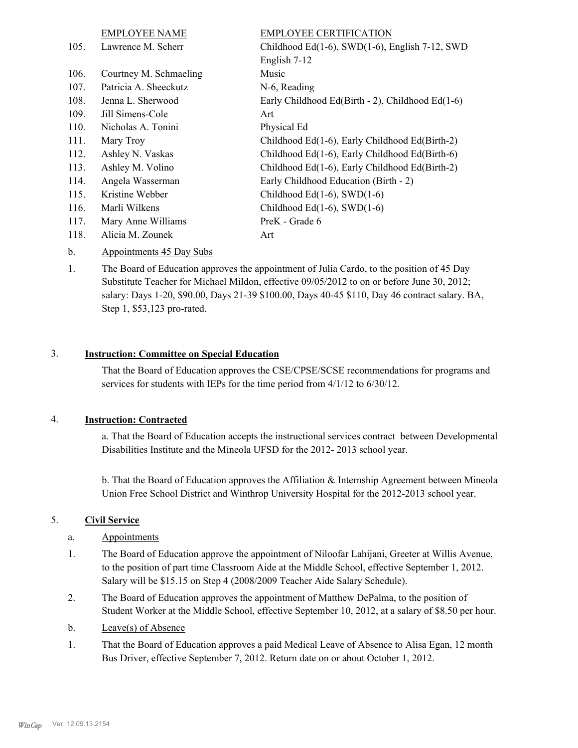| | EMPLOYEE NAME | EMPLOYEE CERTIFICATION |
|---|---|---|
| 105. | Lawrence M. Scherr | Childhood Ed(1-6), SWD(1-6), English 7-12, SWD English 7-12 |
| 106. | Courtney M. Schmaeling | Music |
| 107. | Patricia A. Sheeckutz | N-6, Reading |
| 108. | Jenna L. Sherwood | Early Childhood Ed(Birth - 2), Childhood Ed(1-6) |
| 109. | Jill Simens-Cole | Art |
| 110. | Nicholas A. Tonini | Physical Ed |
| 111. | Mary Troy | Childhood Ed(1-6), Early Childhood Ed(Birth-2) |
| 112. | Ashley N. Vaskas | Childhood Ed(1-6), Early Childhood Ed(Birth-6) |
| 113. | Ashley M. Volino | Childhood Ed(1-6), Early Childhood Ed(Birth-2) |
| 114. | Angela Wasserman | Early Childhood Education (Birth - 2) |
| 115. | Kristine Webber | Childhood Ed(1-6), SWD(1-6) |
| 116. | Marli Wilkens | Childhood Ed(1-6), SWD(1-6) |
| 117. | Mary Anne Williams | PreK - Grade 6 |
| 118. | Alicia M. Zounek | Art |

b. Appointments 45 Day Subs

1. The Board of Education approves the appointment of Julia Cardo, to the position of 45 Day Substitute Teacher for Michael Mildon, effective 09/05/2012 to on or before June 30, 2012; salary: Days 1-20, $90.00, Days 21-39 $100.00, Days 40-45 $110, Day 46 contract salary. BA, Step 1, $53,123 pro-rated.

3. **Instruction: Committee on Special Education**

That the Board of Education approves the CSE/CPSE/SCSE recommendations for programs and services for students with IEPs for the time period from 4/1/12 to 6/30/12.

4. **Instruction: Contracted**

a. That the Board of Education accepts the instructional services contract between Developmental Disabilities Institute and the Mineola UFSD for the 2012- 2013 school year.

b. That the Board of Education approves the Affiliation & Internship Agreement between Mineola Union Free School District and Winthrop University Hospital for the 2012-2013 school year.

5. **Civil Service**

a. Appointments

1. The Board of Education approve the appointment of Niloofar Lahijani, Greeter at Willis Avenue, to the position of part time Classroom Aide at the Middle School, effective September 1, 2012. Salary will be $15.15 on Step 4 (2008/2009 Teacher Aide Salary Schedule).
2. The Board of Education approves the appointment of Matthew DePalma, to the position of Student Worker at the Middle School, effective September 10, 2012, at a salary of $8.50 per hour.

b. Leave(s) of Absence

1. That the Board of Education approves a paid Medical Leave of Absence to Alisa Egan, 12 month Bus Driver, effective September 7, 2012. Return date on or about October 1, 2012.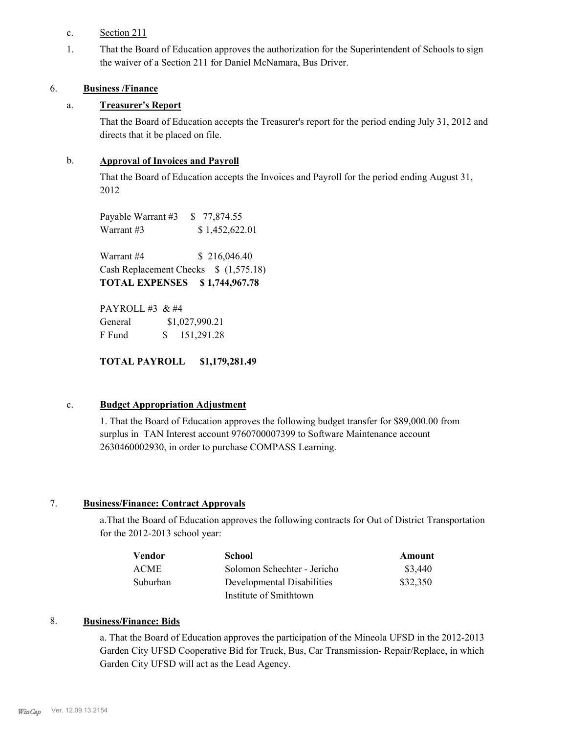c. Section 211

1. That the Board of Education approves the authorization for the Superintendent of Schools to sign the waiver of a Section 211 for Daniel McNamara, Bus Driver.

6. **Business /Finance**

a. **Treasurer's Report**

That the Board of Education accepts the Treasurer's report for the period ending July 31, 2012 and directs that it be placed on file.

b. **Approval of Invoices and Payroll**

That the Board of Education accepts the Invoices and Payroll for the period ending August 31, 2012

Payable Warrant #3 $ 77,874.55
Warrant #3 $ 1,452,622.01

Warrant #4 $ 216,046.40
Cash Replacement Checks $ (1,575.18)
**TOTAL EXPENSES $ 1,744,967.78**

PAYROLL #3 & #4
General $1,027,990.21
F Fund $ 151,291.28

**TOTAL PAYROLL $1,179,281.49**

c. **Budget Appropriation Adjustment**

1. That the Board of Education approves the following budget transfer for $89,000.00 from surplus in TAN Interest account 9760700007399 to Software Maintenance account 2630460002930, in order to purchase COMPASS Learning.

7. **Business/Finance: Contract Approvals**

a.That the Board of Education approves the following contracts for Out of District Transportation for the 2012-2013 school year:

| Vendor | School | Amount |
|---|---|---|
| ACME | Solomon Schechter - Jericho | $3,440 |
| Suburban | Developmental Disabilities Institute of Smithtown | $32,350 |

8. **Business/Finance: Bids**

a. That the Board of Education approves the participation of the Mineola UFSD in the 2012-2013 Garden City UFSD Cooperative Bid for Truck, Bus, Car Transmission- Repair/Replace, in which Garden City UFSD will act as the Lead Agency.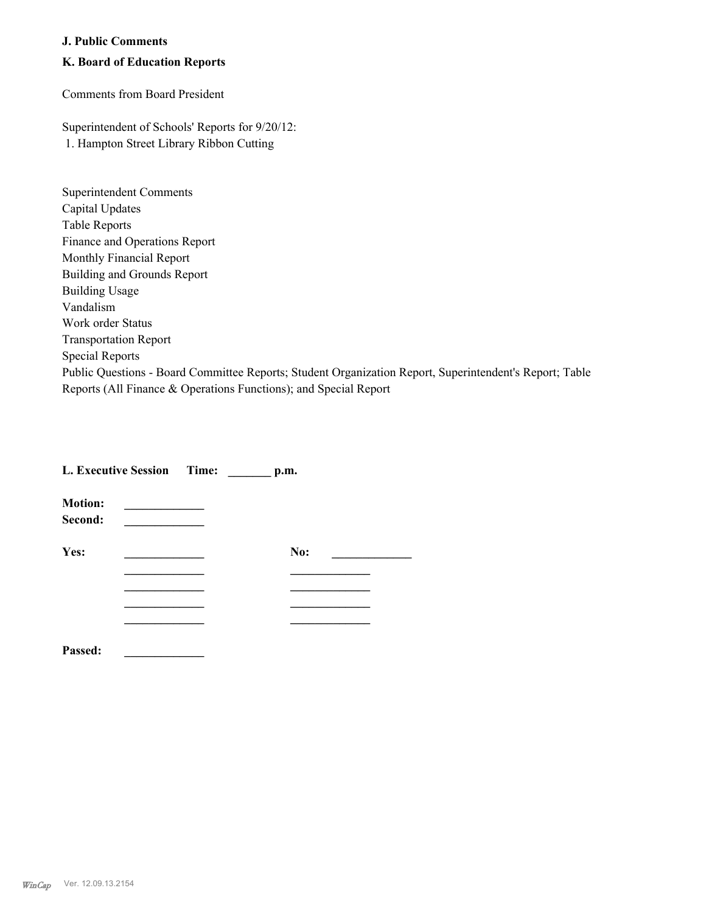### J. Public Comments

### K. Board of Education Reports

Comments from Board President

Superintendent of Schools' Reports for 9/20/12:
1. Hampton Street Library Ribbon Cutting

Superintendent Comments
Capital Updates
Table Reports
Finance and Operations Report
Monthly Financial Report
Building and Grounds Report
Building Usage
Vandalism
Work order Status
Transportation Report
Special Reports
Public Questions - Board Committee Reports; Student Organization Report, Superintendent's Report; Table Reports (All Finance & Operations Functions); and Special Report

### L. Executive Session     Time: _______ p.m.

**Motion:** _____________
**Second:** _____________

| **Yes:** | _____________ | **No:** | _____________ |
|---|---|---|---|
| | _____________ | | _____________ |
| | _____________ | | _____________ |
| | _____________ | | _____________ |
| | _____________ | | _____________ |

**Passed:** _____________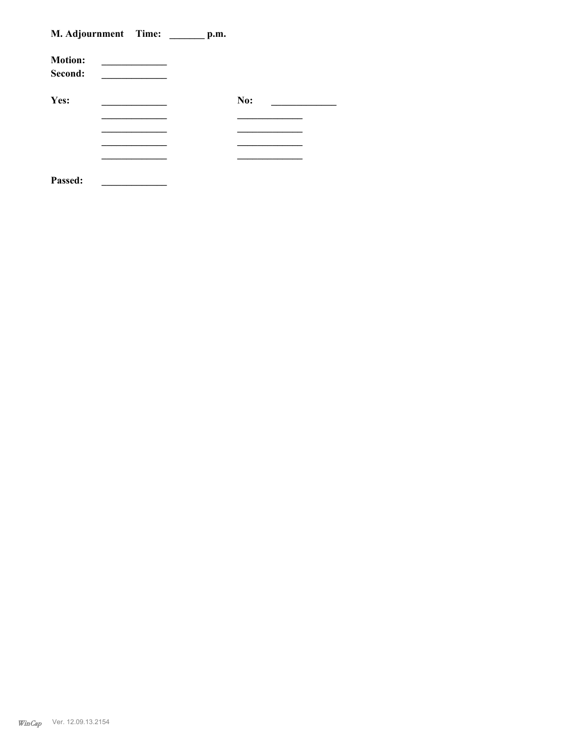**M. Adjournment Time: _______ p.m.**

**Motion:** _____________
**Second:** _____________

**Yes:** _____________ **No:** _____________

_____________ _____________

_____________ _____________

_____________ _____________

_____________ _____________

**Passed:** _____________